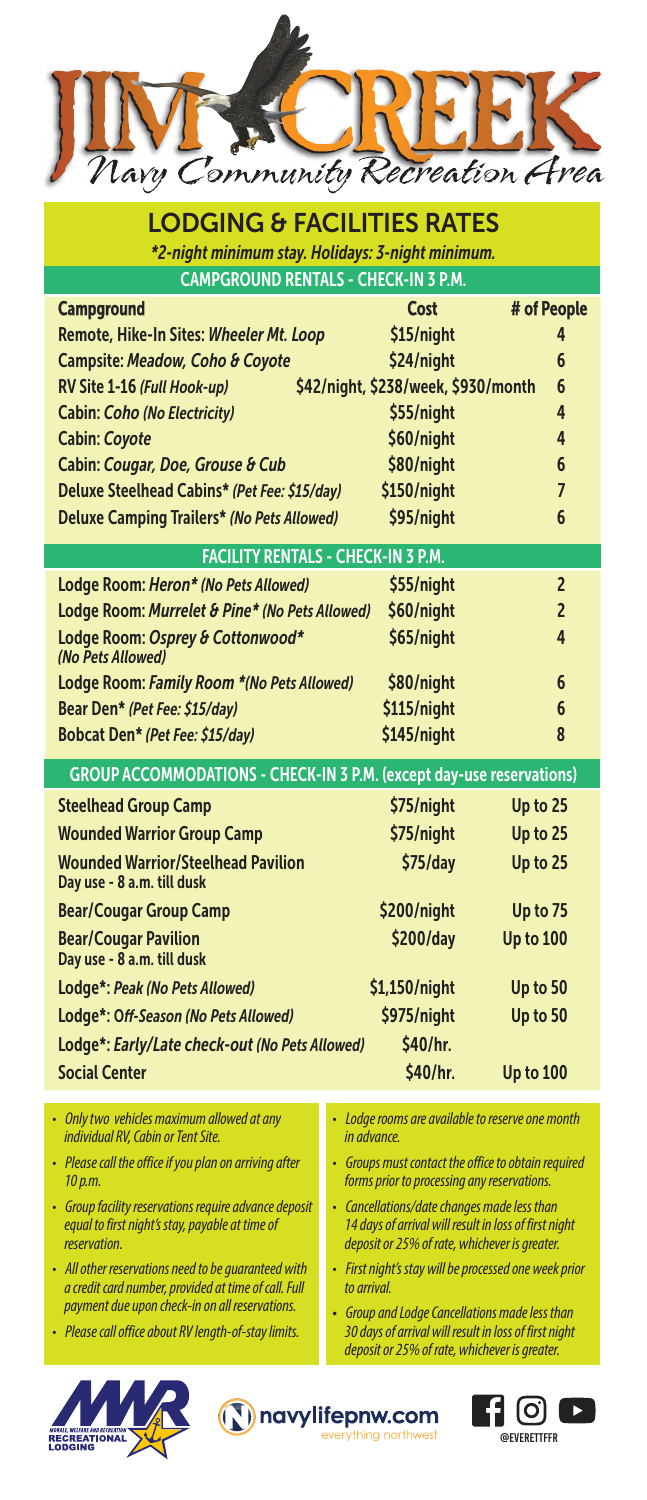# JIM CREEK

*Navy Community Recreation Area*

## LODGING & FACILITIES RATES

*\*2-night minimum stay. Holidays: 3-night minimum.*

### CAMPGROUND RENTALS - CHECK-IN 3 P.M.

| Campground | Cost | # of People |
|---|---|---|
| Remote, Hike-In Sites: *Wheeler Mt. Loop* | $15/night | 4 |
| Campsite: *Meadow, Coho & Coyote* | $24/night | 6 |
| RV Site 1-16 *(Full Hook-up)* | $42/night, $238/week, $930/month | 6 |
| Cabin: *Coho (No Electricity)* | $55/night | 4 |
| Cabin: *Coyote* | $60/night | 4 |
| Cabin: *Cougar, Doe, Grouse & Cub* | $80/night | 6 |
| Deluxe Steelhead Cabins* *(Pet Fee: $15/day)* | $150/night | 7 |
| Deluxe Camping Trailers* *(No Pets Allowed)* | $95/night | 6 |

### FACILITY RENTALS - CHECK-IN 3 P.M.

| Facility | Cost | # of People |
|---|---|---|
| Lodge Room: *Heron\* (No Pets Allowed)* | $55/night | 2 |
| Lodge Room: *Murrelet & Pine\* (No Pets Allowed)* | $60/night | 2 |
| Lodge Room: *Osprey & Cottonwood\* (No Pets Allowed)* | $65/night | 4 |
| Lodge Room: *Family Room \*(No Pets Allowed)* | $80/night | 6 |
| Bear Den* *(Pet Fee: $15/day)* | $115/night | 6 |
| Bobcat Den* *(Pet Fee: $15/day)* | $145/night | 8 |

### GROUP ACCOMMODATIONS - CHECK-IN 3 P.M. (except day-use reservations)

| Group Accommodation | Cost | # of People |
|---|---|---|
| Steelhead Group Camp | $75/night | Up to 25 |
| Wounded Warrior Group Camp | $75/night | Up to 25 |
| Wounded Warrior/Steelhead Pavilion Day use - 8 a.m. till dusk | $75/day | Up to 25 |
| Bear/Cougar Group Camp | $200/night | Up to 75 |
| Bear/Cougar Pavilion Day use - 8 a.m. till dusk | $200/day | Up to 100 |
| Lodge*: *Peak (No Pets Allowed)* | $1,150/night | Up to 50 |
| Lodge*: *Off-Season (No Pets Allowed)* | $975/night | Up to 50 |
| Lodge*: *Early/Late check-out (No Pets Allowed)* | $40/hr. | |
| Social Center | $40/hr. | Up to 100 |

- *Only two vehicles maximum allowed at any individual RV, Cabin or Tent Site.*
- *Please call the office if you plan on arriving after 10 p.m.*
- *Group facility reservations require advance deposit equal to first night's stay, payable at time of reservation.*
- *All other reservations need to be guaranteed with a credit card number, provided at time of call. Full payment due upon check-in on all reservations.*
- *Please call office about RV length-of-stay limits.*
- *Lodge rooms are available to reserve one month in advance.*
- *Groups must contact the office to obtain required forms prior to processing any reservations.*
- *Cancellations/date changes made less than 14 days of arrival will result in loss of first night deposit or 25% of rate, whichever is greater.*
- *First night's stay will be processed one week prior to arrival.*
- *Group and Lodge Cancellations made less than 30 days of arrival will result in loss of first night deposit or 25% of rate, whichever is greater.*

MWR Recreational Lodging

navylifepnw.com
everything northwest

@EVERETTFFR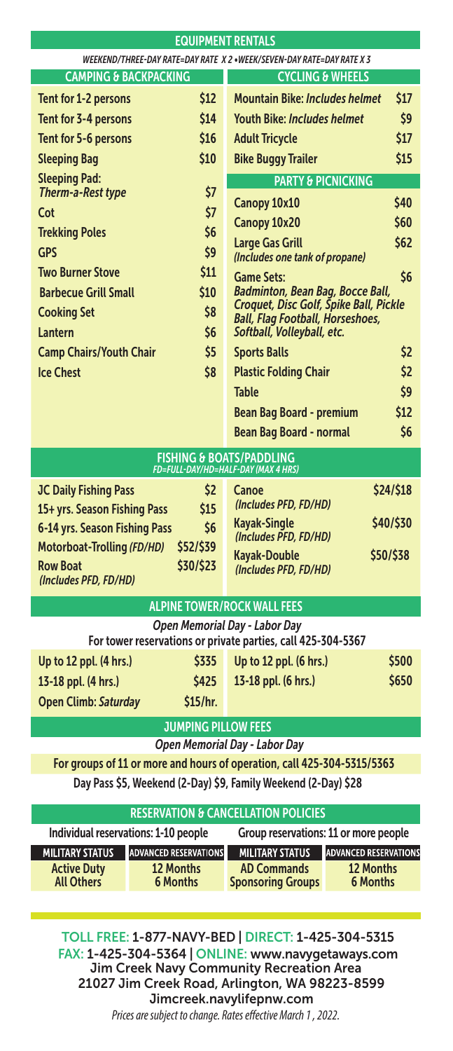## EQUIPMENT RENTALS

*WEEKEND/THREE-DAY RATE=DAY RATE X 2 • WEEK/SEVEN-DAY RATE=DAY RATE X 3*

### CAMPING & BACKPACKING

| | |
|---|---|
| Tent for 1-2 persons | $12 |
| Tent for 3-4 persons | $14 |
| Tent for 5-6 persons | $16 |
| Sleeping Bag | $10 |
| Sleeping Pad: *Therm-a-Rest type* | $7 |
| Cot | $7 |
| Trekking Poles | $6 |
| GPS | $9 |
| Two Burner Stove | $11 |
| Barbecue Grill Small | $10 |
| Cooking Set | $8 |
| Lantern | $6 |
| Camp Chairs/Youth Chair | $5 |
| Ice Chest | $8 |

### CYCLING & WHEELS

| | |
|---|---|
| Mountain Bike: *Includes helmet* | $17 |
| Youth Bike: *Includes helmet* | $9 |
| Adult Tricycle | $17 |
| Bike Buggy Trailer | $15 |

### PARTY & PICNICKING

| | |
|---|---|
| Canopy 10x10 | $40 |
| Canopy 10x20 | $60 |
| Large Gas Grill *(Includes one tank of propane)* | $62 |
| Game Sets: *Badminton, Bean Bag, Bocce Ball, Croquet, Disc Golf, Spike Ball, Pickle Ball, Flag Football, Horseshoes, Softball, Volleyball, etc.* | $6 |
| Sports Balls | $2 |
| Plastic Folding Chair | $2 |
| Table | $9 |
| Bean Bag Board - premium | $12 |
| Bean Bag Board - normal | $6 |

### FISHING & BOATS/PADDLING

*FD=FULL-DAY/HD=HALF-DAY (MAX 4 HRS)*

| | |
|---|---|
| JC Daily Fishing Pass | $2 |
| 15+ yrs. Season Fishing Pass | $15 |
| 6-14 yrs. Season Fishing Pass | $6 |
| Motorboat-Trolling *(FD/HD)* | $52/$39 |
| Row Boat *(Includes PFD, FD/HD)* | $30/$23 |
| Canoe *(Includes PFD, FD/HD)* | $24/$18 |
| Kayak-Single *(Includes PFD, FD/HD)* | $40/$30 |
| Kayak-Double *(Includes PFD, FD/HD)* | $50/$38 |

### ALPINE TOWER/ROCK WALL FEES

*Open Memorial Day - Labor Day*

For tower reservations or private parties, call 425-304-5367

| | | | |
|---|---|---|---|
| Up to 12 ppl. (4 hrs.) | $335 | Up to 12 ppl. (6 hrs.) | $500 |
| 13-18 ppl. (4 hrs.) | $425 | 13-18 ppl. (6 hrs.) | $650 |
| Open Climb: *Saturday* | $15/hr. | | |

### JUMPING PILLOW FEES

*Open Memorial Day - Labor Day*

For groups of 11 or more and hours of operation, call 425-304-5315/5363

Day Pass $5, Weekend (2-Day) $9, Family Weekend (2-Day) $28

### RESERVATION & CANCELLATION POLICIES

| Individual reservations: 1-10 people | | Group reservations: 11 or more people | |
|---|---|---|---|
| MILITARY STATUS | ADVANCED RESERVATIONS | MILITARY STATUS | ADVANCED RESERVATIONS |
| Active Duty | 12 Months | AD Commands | 12 Months |
| All Others | 6 Months | Sponsoring Groups | 6 Months |

TOLL FREE: 1-877-NAVY-BED | DIRECT: 1-425-304-5315
FAX: 1-425-304-5364 | ONLINE: www.navygetaways.com
Jim Creek Navy Community Recreation Area
21027 Jim Creek Road, Arlington, WA 98223-8599
Jimcreek.navylifepnw.com

*Prices are subject to change. Rates effective March 1 , 2022.*